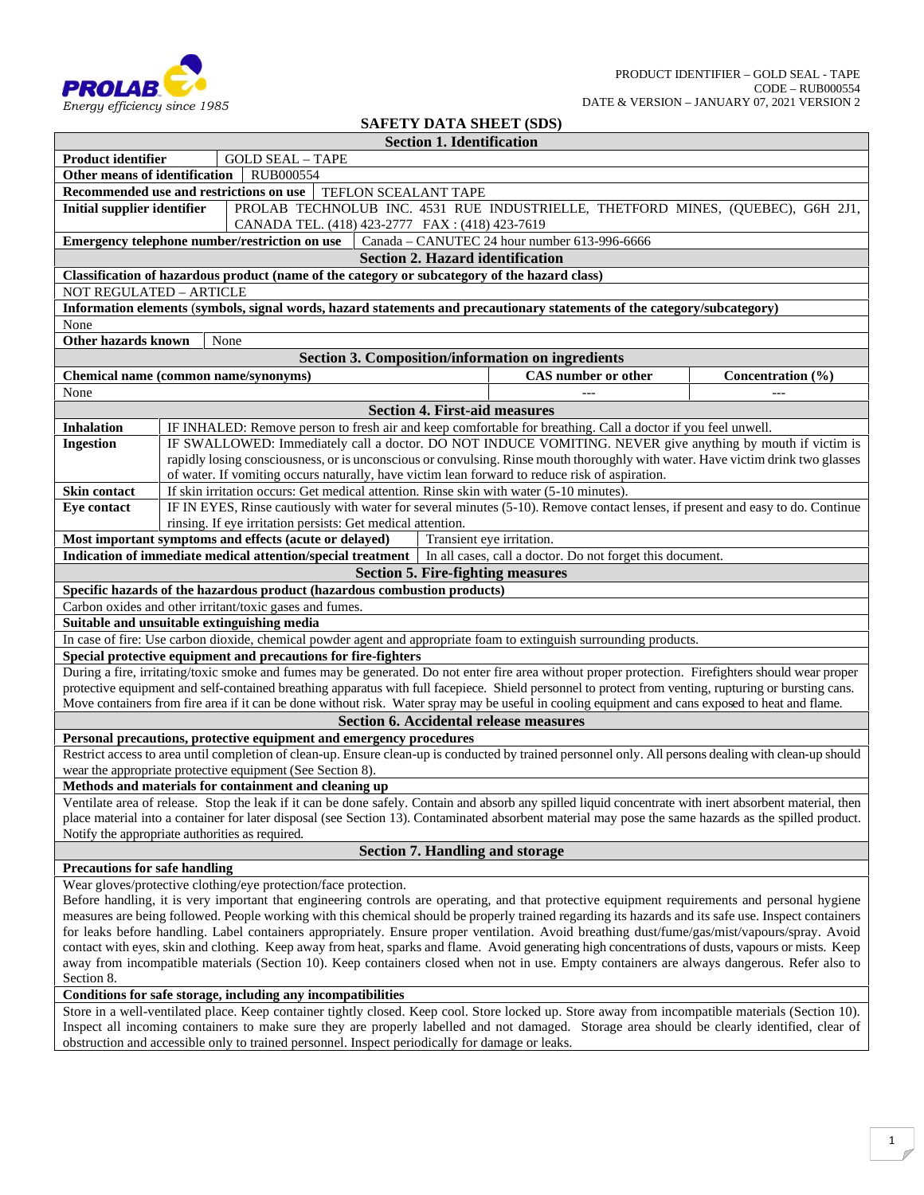PRODUCT IDENTIFIER – GOLD SEAL - TAPE
CODE – RUB000554
DATE & VERSION – JANUARY 07, 2021 VERSION 2

# SAFETY DATA SHEET (SDS)

## Section 1. Identification

| | |
|---|---|
| **Product identifier** | GOLD SEAL – TAPE |
| **Other means of identification** | RUB000554 |
| **Recommended use and restrictions on use** | TEFLON SCEALANT TAPE |
| **Initial supplier identifier** | PROLAB TECHNOLUB INC. 4531 RUE INDUSTRIELLE, THETFORD MINES, (QUEBEC), G6H 2J1, CANADA TEL. (418) 423-2777 FAX : (418) 423-7619 |
| **Emergency telephone number/restriction on use** | Canada – CANUTEC 24 hour number 613-996-6666 |

## Section 2. Hazard identification

**Classification of hazardous product (name of the category or subcategory of the hazard class)**

NOT REGULATED – ARTICLE

**Information elements (symbols, signal words, hazard statements and precautionary statements of the category/subcategory)**

None

**Other hazards known** None

## Section 3. Composition/information on ingredients

| Chemical name (common name/synonyms) | CAS number or other | Concentration (%) |
|---|---|---|
| None | --- | --- |

## Section 4. First-aid measures

| | |
|---|---|
| **Inhalation** | IF INHALED: Remove person to fresh air and keep comfortable for breathing. Call a doctor if you feel unwell. |
| **Ingestion** | IF SWALLOWED: Immediately call a doctor. DO NOT INDUCE VOMITING. NEVER give anything by mouth if victim is rapidly losing consciousness, or is unconscious or convulsing. Rinse mouth thoroughly with water. Have victim drink two glasses of water. If vomiting occurs naturally, have victim lean forward to reduce risk of aspiration. |
| **Skin contact** | If skin irritation occurs: Get medical attention. Rinse skin with water (5-10 minutes). |
| **Eye contact** | IF IN EYES, Rinse cautiously with water for several minutes (5-10). Remove contact lenses, if present and easy to do. Continue rinsing. If eye irritation persists: Get medical attention. |
| **Most important symptoms and effects (acute or delayed)** | Transient eye irritation. |
| **Indication of immediate medical attention/special treatment** | In all cases, call a doctor. Do not forget this document. |

## Section 5. Fire-fighting measures

**Specific hazards of the hazardous product (hazardous combustion products)**

Carbon oxides and other irritant/toxic gases and fumes.

**Suitable and unsuitable extinguishing media**

In case of fire: Use carbon dioxide, chemical powder agent and appropriate foam to extinguish surrounding products.

**Special protective equipment and precautions for fire-fighters**

During a fire, irritating/toxic smoke and fumes may be generated. Do not enter fire area without proper protection. Firefighters should wear proper protective equipment and self-contained breathing apparatus with full facepiece. Shield personnel to protect from venting, rupturing or bursting cans. Move containers from fire area if it can be done without risk. Water spray may be useful in cooling equipment and cans exposed to heat and flame.

## Section 6. Accidental release measures

**Personal precautions, protective equipment and emergency procedures**

Restrict access to area until completion of clean-up. Ensure clean-up is conducted by trained personnel only. All persons dealing with clean-up should wear the appropriate protective equipment (See Section 8).

**Methods and materials for containment and cleaning up**

Ventilate area of release. Stop the leak if it can be done safely. Contain and absorb any spilled liquid concentrate with inert absorbent material, then place material into a container for later disposal (see Section 13). Contaminated absorbent material may pose the same hazards as the spilled product. Notify the appropriate authorities as required.

## Section 7. Handling and storage

**Precautions for safe handling**

Wear gloves/protective clothing/eye protection/face protection.

Before handling, it is very important that engineering controls are operating, and that protective equipment requirements and personal hygiene measures are being followed. People working with this chemical should be properly trained regarding its hazards and its safe use. Inspect containers for leaks before handling. Label containers appropriately. Ensure proper ventilation. Avoid breathing dust/fume/gas/mist/vapours/spray. Avoid contact with eyes, skin and clothing. Keep away from heat, sparks and flame. Avoid generating high concentrations of dusts, vapours or mists. Keep away from incompatible materials (Section 10). Keep containers closed when not in use. Empty containers are always dangerous. Refer also to Section 8.

**Conditions for safe storage, including any incompatibilities**

Store in a well-ventilated place. Keep container tightly closed. Keep cool. Store locked up. Store away from incompatible materials (Section 10). Inspect all incoming containers to make sure they are properly labelled and not damaged. Storage area should be clearly identified, clear of obstruction and accessible only to trained personnel. Inspect periodically for damage or leaks.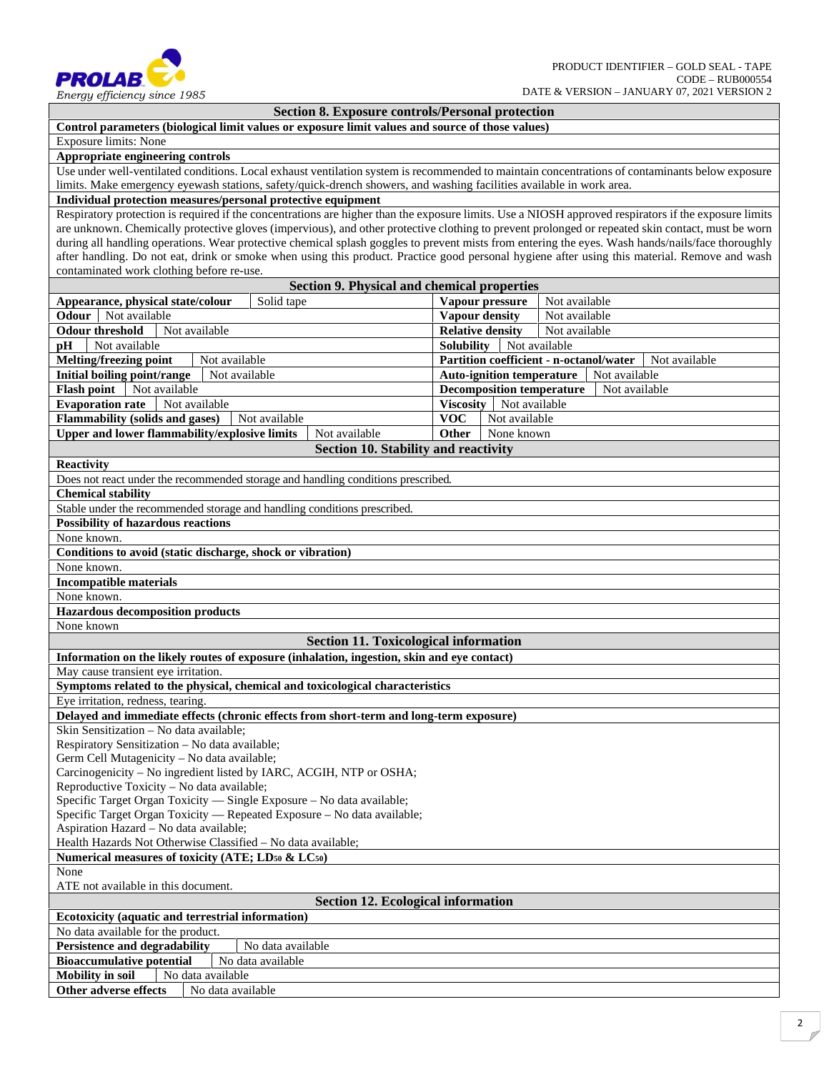## Section 8. Exposure controls/Personal protection

**Control parameters (biological limit values or exposure limit values and source of those values)**

Exposure limits: None

**Appropriate engineering controls**

Use under well-ventilated conditions. Local exhaust ventilation system is recommended to maintain concentrations of contaminants below exposure limits. Make emergency eyewash stations, safety/quick-drench showers, and washing facilities available in work area.

**Individual protection measures/personal protective equipment**

Respiratory protection is required if the concentrations are higher than the exposure limits. Use a NIOSH approved respirators if the exposure limits are unknown. Chemically protective gloves (impervious), and other protective clothing to prevent prolonged or repeated skin contact, must be worn during all handling operations. Wear protective chemical splash goggles to prevent mists from entering the eyes. Wash hands/nails/face thoroughly after handling. Do not eat, drink or smoke when using this product. Practice good personal hygiene after using this material. Remove and wash contaminated work clothing before re-use.

## Section 9. Physical and chemical properties

| Property | Value | Property | Value |
|---|---|---|---|
| **Appearance, physical state/colour** | Solid tape | **Vapour pressure** | Not available |
| **Odour** | Not available | **Vapour density** | Not available |
| **Odour threshold** | Not available | **Relative density** | Not available |
| **pH** | Not available | **Solubility** | Not available |
| **Melting/freezing point** | Not available | **Partition coefficient - n-octanol/water** | Not available |
| **Initial boiling point/range** | Not available | **Auto-ignition temperature** | Not available |
| **Flash point** | Not available | **Decomposition temperature** | Not available |
| **Evaporation rate** | Not available | **Viscosity** | Not available |
| **Flammability (solids and gases)** | Not available | **VOC** | Not available |
| **Upper and lower flammability/explosive limits** | Not available | **Other** | None known |

## Section 10. Stability and reactivity

**Reactivity**

Does not react under the recommended storage and handling conditions prescribed.

**Chemical stability**

Stable under the recommended storage and handling conditions prescribed.

**Possibility of hazardous reactions**

None known.

**Conditions to avoid (static discharge, shock or vibration)**

None known.

**Incompatible materials**

None known.

**Hazardous decomposition products**

None known

## Section 11. Toxicological information

**Information on the likely routes of exposure (inhalation, ingestion, skin and eye contact)**

May cause transient eye irritation.

**Symptoms related to the physical, chemical and toxicological characteristics**

Eye irritation, redness, tearing.

**Delayed and immediate effects (chronic effects from short-term and long-term exposure)**

Skin Sensitization – No data available;
Respiratory Sensitization – No data available;
Germ Cell Mutagenicity – No data available;
Carcinogenicity – No ingredient listed by IARC, ACGIH, NTP or OSHA;
Reproductive Toxicity – No data available;
Specific Target Organ Toxicity — Single Exposure – No data available;
Specific Target Organ Toxicity — Repeated Exposure – No data available;
Aspiration Hazard – No data available;
Health Hazards Not Otherwise Classified – No data available;

**Numerical measures of toxicity (ATE; $LD_{50}$ & $LC_{50}$)**

None
ATE not available in this document.

## Section 12. Ecological information

**Ecotoxicity (aquatic and terrestrial information)**

No data available for the product.

| | |
|---|---|
| **Persistence and degradability** | No data available |
| **Bioaccumulative potential** | No data available |
| **Mobility in soil** | No data available |
| **Other adverse effects** | No data available |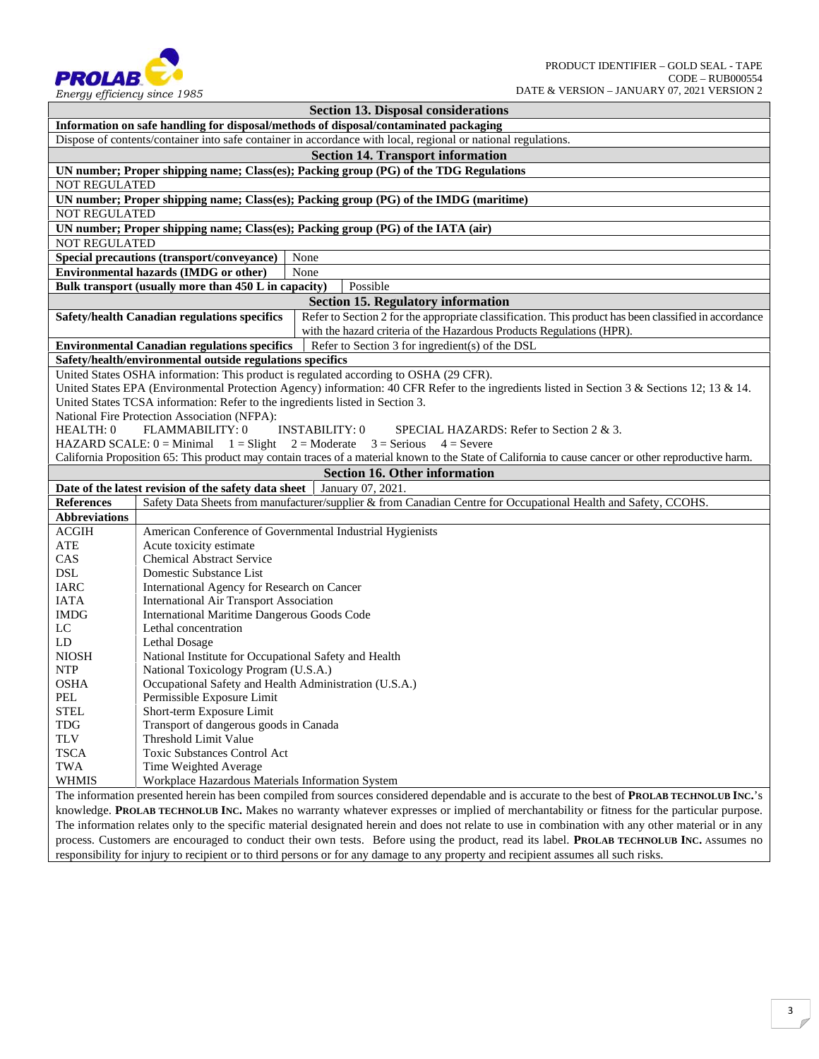## Section 13. Disposal considerations

**Information on safe handling for disposal/methods of disposal/contaminated packaging**

Dispose of contents/container into safe container in accordance with local, regional or national regulations.

## Section 14. Transport information

**UN number; Proper shipping name; Class(es); Packing group (PG) of the TDG Regulations**

NOT REGULATED

**UN number; Proper shipping name; Class(es); Packing group (PG) of the IMDG (maritime)**

NOT REGULATED

**UN number; Proper shipping name; Class(es); Packing group (PG) of the IATA (air)**

NOT REGULATED

| | |
|---|---|
| **Special precautions (transport/conveyance)** | None |
| **Environmental hazards (IMDG or other)** | None |
| **Bulk transport (usually more than 450 L in capacity)** | Possible |

## Section 15. Regulatory information

| | |
|---|---|
| **Safety/health Canadian regulations specifics** | Refer to Section 2 for the appropriate classification. This product has been classified in accordance with the hazard criteria of the Hazardous Products Regulations (HPR). |
| **Environmental Canadian regulations specifics** | Refer to Section 3 for ingredient(s) of the DSL |

**Safety/health/environmental outside regulations specifics**

United States OSHA information: This product is regulated according to OSHA (29 CFR).
United States EPA (Environmental Protection Agency) information: 40 CFR Refer to the ingredients listed in Section 3 & Sections 12; 13 & 14.
United States TCSA information: Refer to the ingredients listed in Section 3.
National Fire Protection Association (NFPA):
HEALTH: 0 FLAMMABILITY: 0 INSTABILITY: 0 SPECIAL HAZARDS: Refer to Section 2 & 3.
HAZARD SCALE: 0 = Minimal 1 = Slight 2 = Moderate 3 = Serious 4 = Severe
California Proposition 65: This product may contain traces of a material known to the State of California to cause cancer or other reproductive harm.

## Section 16. Other information

| | |
|---|---|
| **Date of the latest revision of the safety data sheet** | January 07, 2021. |
| **References** | Safety Data Sheets from manufacturer/supplier & from Canadian Centre for Occupational Health and Safety, CCOHS. |

| **Abbreviations** | |
|---|---|
| ACGIH | American Conference of Governmental Industrial Hygienists |
| ATE | Acute toxicity estimate |
| CAS | Chemical Abstract Service |
| DSL | Domestic Substance List |
| IARC | International Agency for Research on Cancer |
| IATA | International Air Transport Association |
| IMDG | International Maritime Dangerous Goods Code |
| LC | Lethal concentration |
| LD | Lethal Dosage |
| NIOSH | National Institute for Occupational Safety and Health |
| NTP | National Toxicology Program (U.S.A.) |
| OSHA | Occupational Safety and Health Administration (U.S.A.) |
| PEL | Permissible Exposure Limit |
| STEL | Short-term Exposure Limit |
| TDG | Transport of dangerous goods in Canada |
| TLV | Threshold Limit Value |
| TSCA | Toxic Substances Control Act |
| TWA | Time Weighted Average |
| WHMIS | Workplace Hazardous Materials Information System |

The information presented herein has been compiled from sources considered dependable and is accurate to the best of **PROLAB TECHNOLUB INC.**'s knowledge. **PROLAB TECHNOLUB INC.** Makes no warranty whatever expresses or implied of merchantability or fitness for the particular purpose. The information relates only to the specific material designated herein and does not relate to use in combination with any other material or in any process. Customers are encouraged to conduct their own tests. Before using the product, read its label. **PROLAB TECHNOLUB INC.** Assumes no responsibility for injury to recipient or to third persons or for any damage to any property and recipient assumes all such risks.